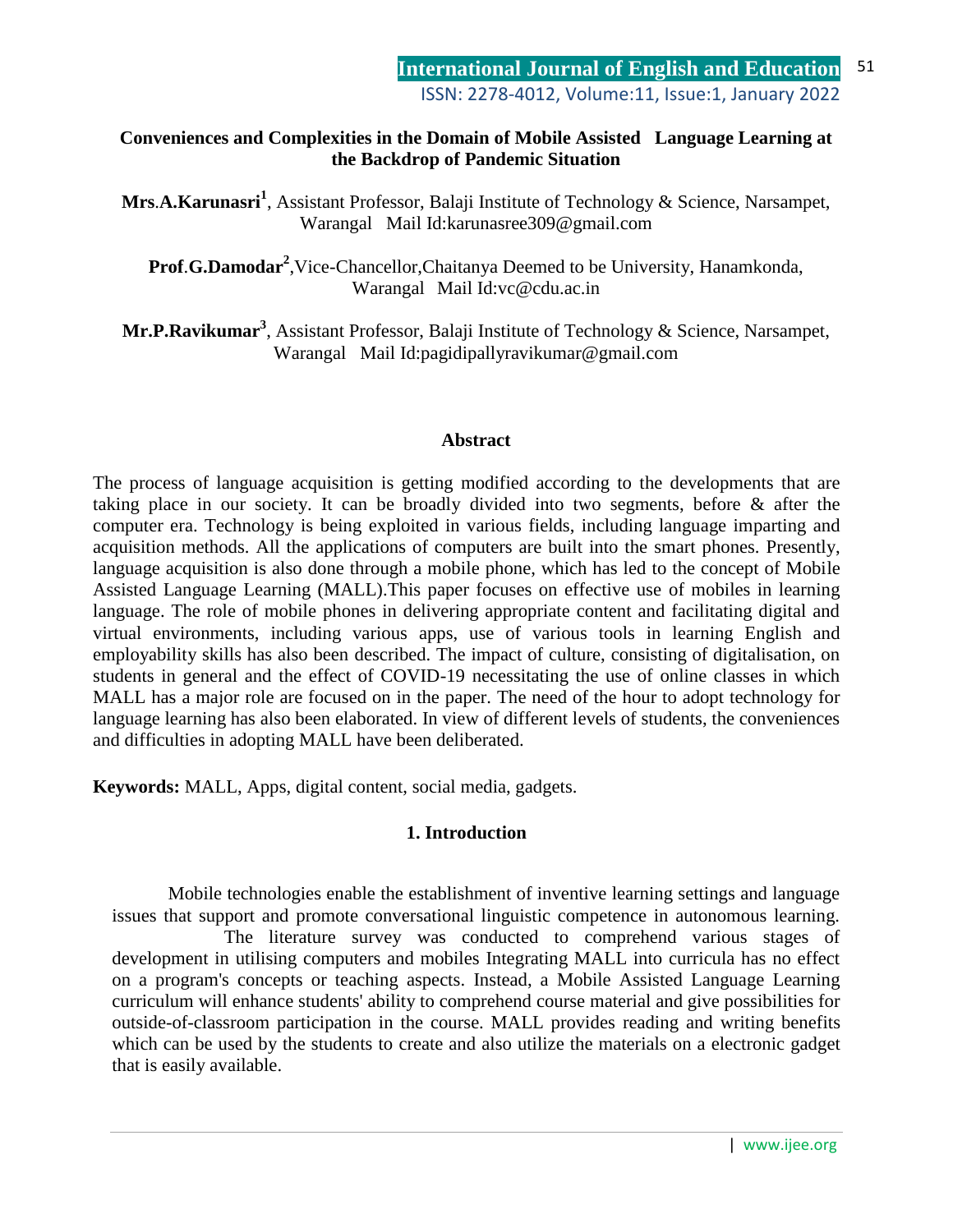# Conveniences and Complexities in the Domain of Mobile Assisted Language Learning at the Backdrop of Pandemic Situation

**Mrs.A.Karunasri**[1], Assistant Professor, Balaji Institute of Technology & Science, Narsampet, Warangal Mail Id:karunasree309@gmail.com

**Prof.G.Damodar**[2],Vice-Chancellor,Chaitanya Deemed to be University, Hanamkonda, Warangal Mail Id:vc@cdu.ac.in

**Mr.P.Ravikumar**[3], Assistant Professor, Balaji Institute of Technology & Science, Narsampet, Warangal Mail Id:pagidipallyravikumar@gmail.com

## Abstract

The process of language acquisition is getting modified according to the developments that are taking place in our society. It can be broadly divided into two segments, before & after the computer era. Technology is being exploited in various fields, including language imparting and acquisition methods. All the applications of computers are built into the smart phones. Presently, language acquisition is also done through a mobile phone, which has led to the concept of Mobile Assisted Language Learning (MALL).This paper focuses on effective use of mobiles in learning language. The role of mobile phones in delivering appropriate content and facilitating digital and virtual environments, including various apps, use of various tools in learning English and employability skills has also been described. The impact of culture, consisting of digitalisation, on students in general and the effect of COVID-19 necessitating the use of online classes in which MALL has a major role are focused on in the paper. The need of the hour to adopt technology for language learning has also been elaborated. In view of different levels of students, the conveniences and difficulties in adopting MALL have been deliberated.

**Keywords:** MALL, Apps, digital content, social media, gadgets.

## 1. Introduction

Mobile technologies enable the establishment of inventive learning settings and language issues that support and promote conversational linguistic competence in autonomous learning.

The literature survey was conducted to comprehend various stages of development in utilising computers and mobiles Integrating MALL into curricula has no effect on a program's concepts or teaching aspects. Instead, a Mobile Assisted Language Learning curriculum will enhance students' ability to comprehend course material and give possibilities for outside-of-classroom participation in the course. MALL provides reading and writing benefits which can be used by the students to create and also utilize the materials on a electronic gadget that is easily available.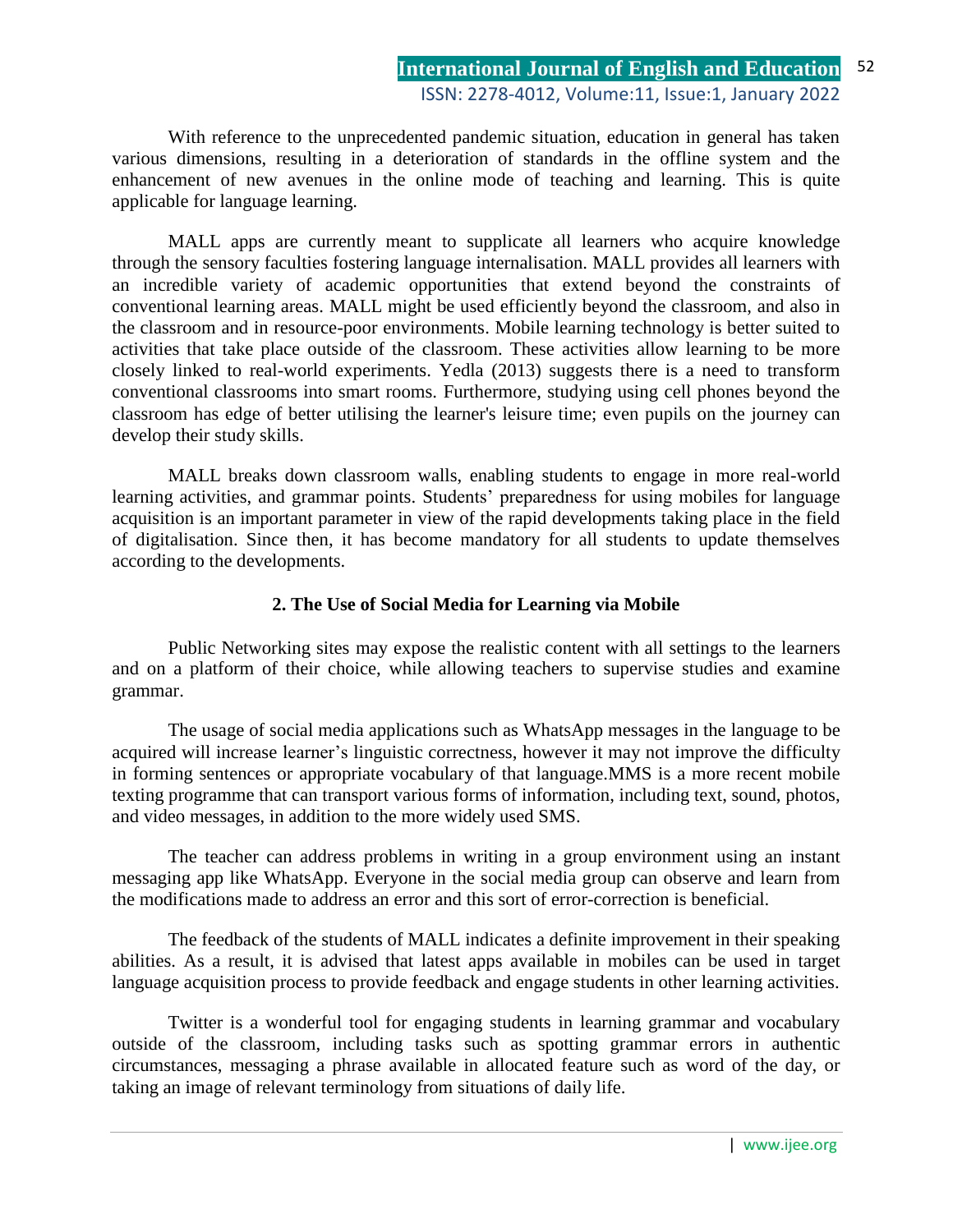With reference to the unprecedented pandemic situation, education in general has taken various dimensions, resulting in a deterioration of standards in the offline system and the enhancement of new avenues in the online mode of teaching and learning. This is quite applicable for language learning.

MALL apps are currently meant to supplicate all learners who acquire knowledge through the sensory faculties fostering language internalisation. MALL provides all learners with an incredible variety of academic opportunities that extend beyond the constraints of conventional learning areas. MALL might be used efficiently beyond the classroom, and also in the classroom and in resource-poor environments. Mobile learning technology is better suited to activities that take place outside of the classroom. These activities allow learning to be more closely linked to real-world experiments. Yedla (2013) suggests there is a need to transform conventional classrooms into smart rooms. Furthermore, studying using cell phones beyond the classroom has edge of better utilising the learner's leisure time; even pupils on the journey can develop their study skills.

MALL breaks down classroom walls, enabling students to engage in more real-world learning activities, and grammar points. Students' preparedness for using mobiles for language acquisition is an important parameter in view of the rapid developments taking place in the field of digitalisation. Since then, it has become mandatory for all students to update themselves according to the developments.

## 2. The Use of Social Media for Learning via Mobile

Public Networking sites may expose the realistic content with all settings to the learners and on a platform of their choice, while allowing teachers to supervise studies and examine grammar.

The usage of social media applications such as WhatsApp messages in the language to be acquired will increase learner's linguistic correctness, however it may not improve the difficulty in forming sentences or appropriate vocabulary of that language.MMS is a more recent mobile texting programme that can transport various forms of information, including text, sound, photos, and video messages, in addition to the more widely used SMS.

The teacher can address problems in writing in a group environment using an instant messaging app like WhatsApp. Everyone in the social media group can observe and learn from the modifications made to address an error and this sort of error-correction is beneficial.

The feedback of the students of MALL indicates a definite improvement in their speaking abilities. As a result, it is advised that latest apps available in mobiles can be used in target language acquisition process to provide feedback and engage students in other learning activities.

Twitter is a wonderful tool for engaging students in learning grammar and vocabulary outside of the classroom, including tasks such as spotting grammar errors in authentic circumstances, messaging a phrase available in allocated feature such as word of the day, or taking an image of relevant terminology from situations of daily life.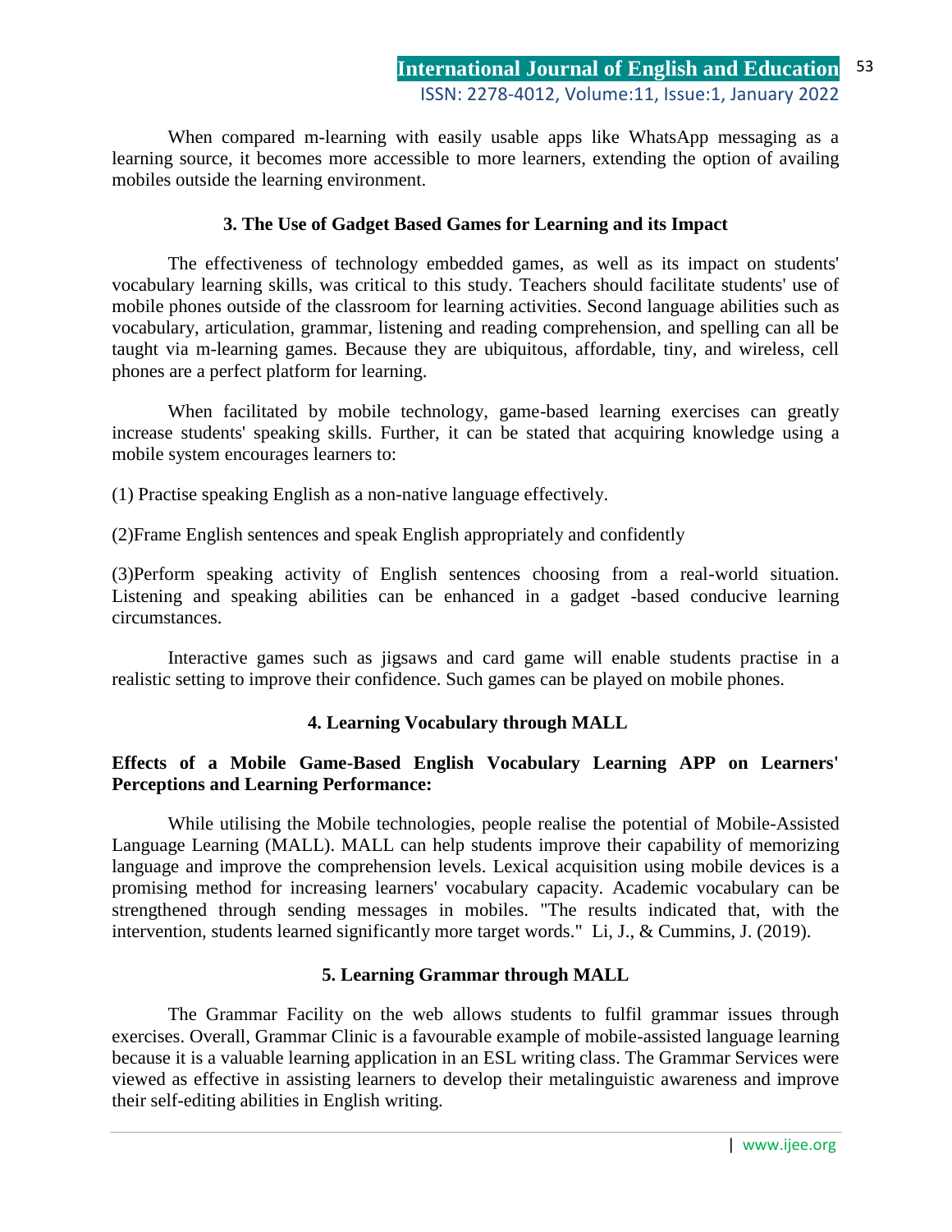When compared m-learning with easily usable apps like WhatsApp messaging as a learning source, it becomes more accessible to more learners, extending the option of availing mobiles outside the learning environment.

## 3. The Use of Gadget Based Games for Learning and its Impact

The effectiveness of technology embedded games, as well as its impact on students' vocabulary learning skills, was critical to this study. Teachers should facilitate students' use of mobile phones outside of the classroom for learning activities. Second language abilities such as vocabulary, articulation, grammar, listening and reading comprehension, and spelling can all be taught via m-learning games. Because they are ubiquitous, affordable, tiny, and wireless, cell phones are a perfect platform for learning.

When facilitated by mobile technology, game-based learning exercises can greatly increase students' speaking skills. Further, it can be stated that acquiring knowledge using a mobile system encourages learners to:

(1) Practise speaking English as a non-native language effectively.

(2)Frame English sentences and speak English appropriately and confidently

(3)Perform speaking activity of English sentences choosing from a real-world situation. Listening and speaking abilities can be enhanced in a gadget -based conducive learning circumstances.

Interactive games such as jigsaws and card game will enable students practise in a realistic setting to improve their confidence. Such games can be played on mobile phones.

## 4. Learning Vocabulary through MALL

**Effects of a Mobile Game-Based English Vocabulary Learning APP on Learners' Perceptions and Learning Performance:**

While utilising the Mobile technologies, people realise the potential of Mobile-Assisted Language Learning (MALL). MALL can help students improve their capability of memorizing language and improve the comprehension levels. Lexical acquisition using mobile devices is a promising method for increasing learners' vocabulary capacity. Academic vocabulary can be strengthened through sending messages in mobiles. "The results indicated that, with the intervention, students learned significantly more target words." Li, J., & Cummins, J. (2019).

## 5. Learning Grammar through MALL

The Grammar Facility on the web allows students to fulfil grammar issues through exercises. Overall, Grammar Clinic is a favourable example of mobile-assisted language learning because it is a valuable learning application in an ESL writing class. The Grammar Services were viewed as effective in assisting learners to develop their metalinguistic awareness and improve their self-editing abilities in English writing.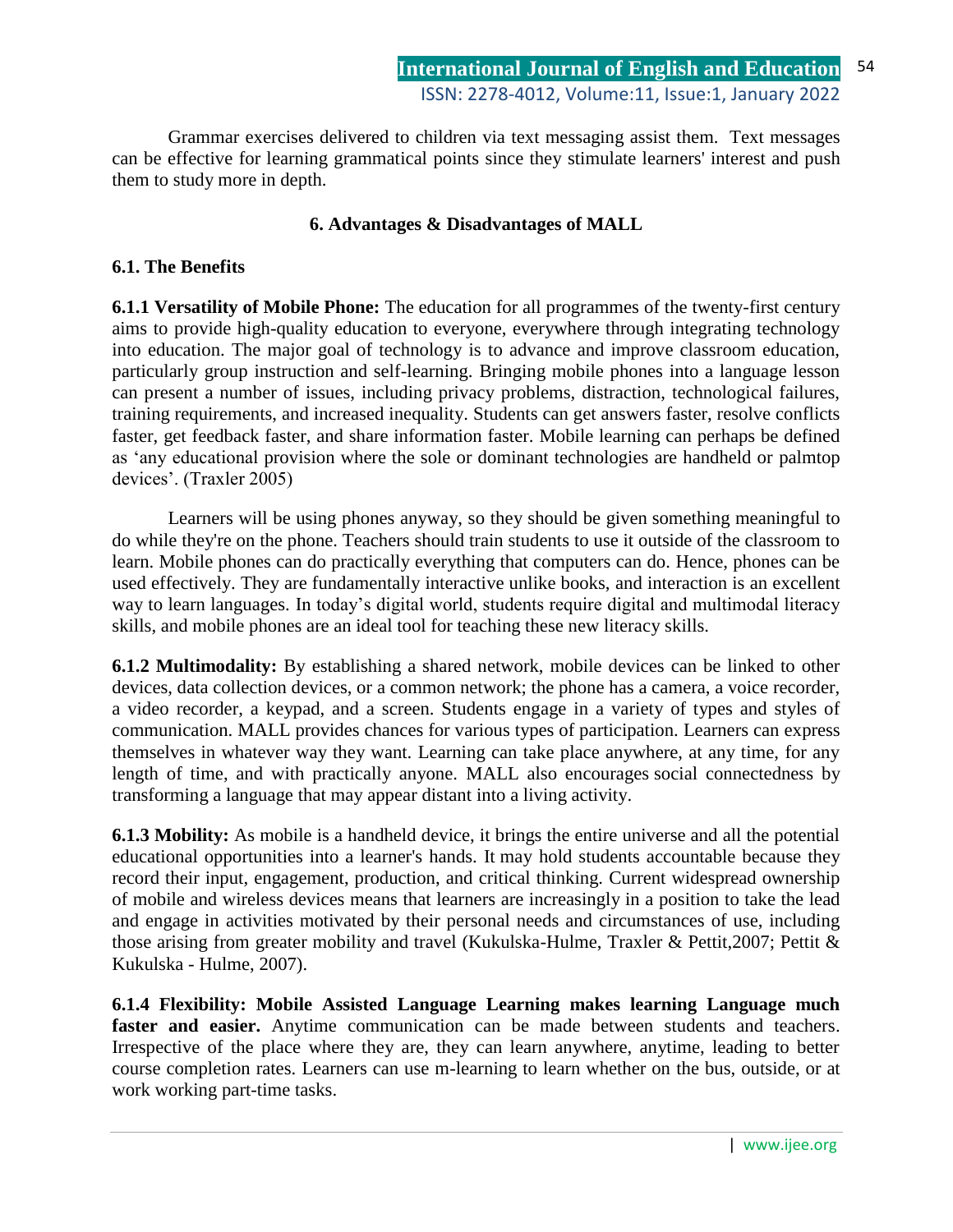Grammar exercises delivered to children via text messaging assist them. Text messages can be effective for learning grammatical points since they stimulate learners' interest and push them to study more in depth.

## 6. Advantages & Disadvantages of MALL

### 6.1. The Benefits

**6.1.1 Versatility of Mobile Phone:** The education for all programmes of the twenty-first century aims to provide high-quality education to everyone, everywhere through integrating technology into education. The major goal of technology is to advance and improve classroom education, particularly group instruction and self-learning. Bringing mobile phones into a language lesson can present a number of issues, including privacy problems, distraction, technological failures, training requirements, and increased inequality. Students can get answers faster, resolve conflicts faster, get feedback faster, and share information faster. Mobile learning can perhaps be defined as 'any educational provision where the sole or dominant technologies are handheld or palmtop devices'. (Traxler 2005)

Learners will be using phones anyway, so they should be given something meaningful to do while they're on the phone. Teachers should train students to use it outside of the classroom to learn. Mobile phones can do practically everything that computers can do. Hence, phones can be used effectively. They are fundamentally interactive unlike books, and interaction is an excellent way to learn languages. In today's digital world, students require digital and multimodal literacy skills, and mobile phones are an ideal tool for teaching these new literacy skills.

**6.1.2 Multimodality:** By establishing a shared network, mobile devices can be linked to other devices, data collection devices, or a common network; the phone has a camera, a voice recorder, a video recorder, a keypad, and a screen. Students engage in a variety of types and styles of communication. MALL provides chances for various types of participation. Learners can express themselves in whatever way they want. Learning can take place anywhere, at any time, for any length of time, and with practically anyone. MALL also encourages social connectedness by transforming a language that may appear distant into a living activity.

**6.1.3 Mobility:** As mobile is a handheld device, it brings the entire universe and all the potential educational opportunities into a learner's hands. It may hold students accountable because they record their input, engagement, production, and critical thinking. Current widespread ownership of mobile and wireless devices means that learners are increasingly in a position to take the lead and engage in activities motivated by their personal needs and circumstances of use, including those arising from greater mobility and travel (Kukulska-Hulme, Traxler & Pettit,2007; Pettit & Kukulska - Hulme, 2007).

**6.1.4 Flexibility: Mobile Assisted Language Learning makes learning Language much faster and easier.** Anytime communication can be made between students and teachers. Irrespective of the place where they are, they can learn anywhere, anytime, leading to better course completion rates. Learners can use m-learning to learn whether on the bus, outside, or at work working part-time tasks.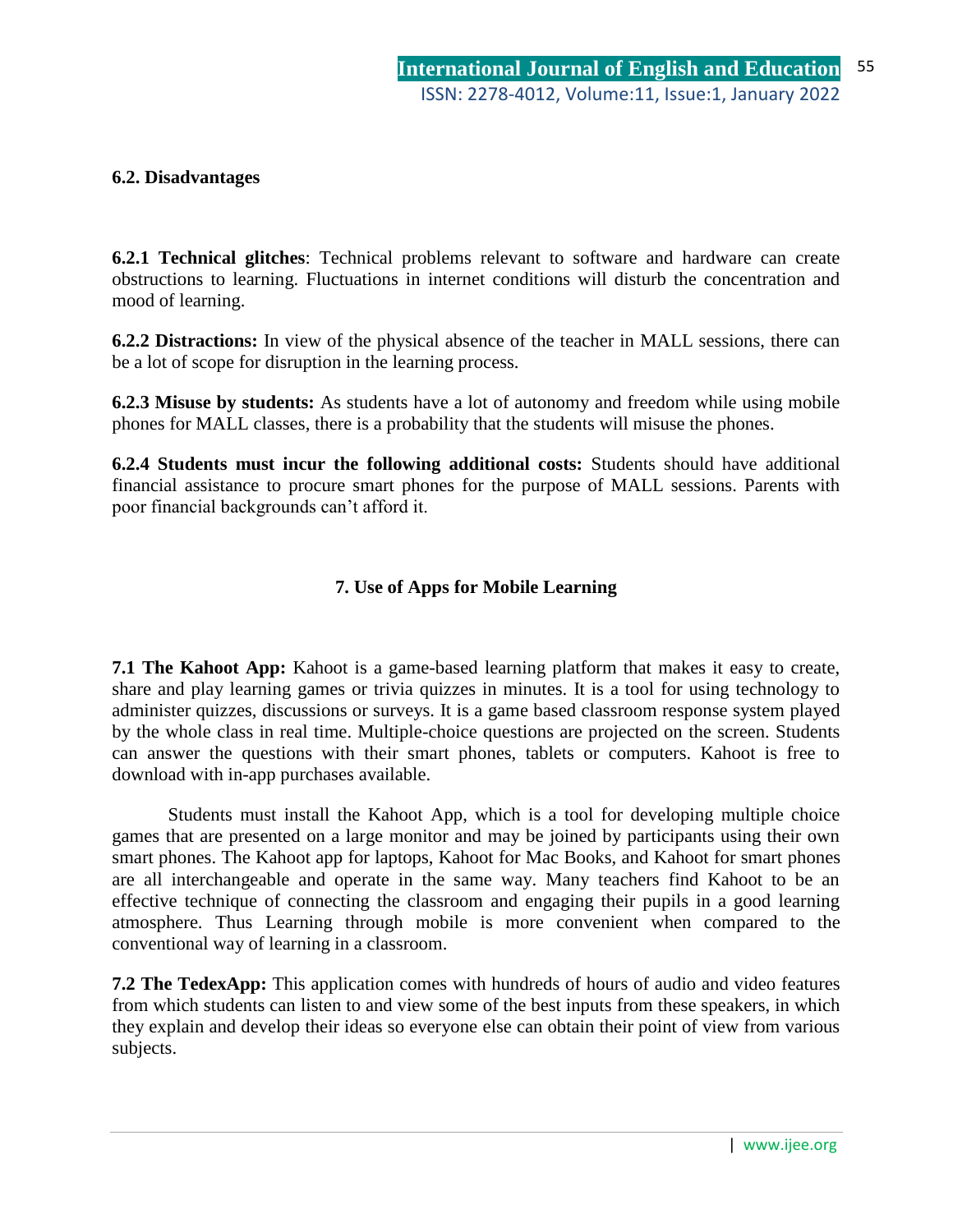### 6.2. Disadvantages

**6.2.1 Technical glitches**: Technical problems relevant to software and hardware can create obstructions to learning. Fluctuations in internet conditions will disturb the concentration and mood of learning.

**6.2.2 Distractions:** In view of the physical absence of the teacher in MALL sessions, there can be a lot of scope for disruption in the learning process.

**6.2.3 Misuse by students:** As students have a lot of autonomy and freedom while using mobile phones for MALL classes, there is a probability that the students will misuse the phones.

**6.2.4 Students must incur the following additional costs:** Students should have additional financial assistance to procure smart phones for the purpose of MALL sessions. Parents with poor financial backgrounds can't afford it.

## 7. Use of Apps for Mobile Learning

**7.1 The Kahoot App:** Kahoot is a game-based learning platform that makes it easy to create, share and play learning games or trivia quizzes in minutes. It is a tool for using technology to administer quizzes, discussions or surveys. It is a game based classroom response system played by the whole class in real time. Multiple-choice questions are projected on the screen. Students can answer the questions with their smart phones, tablets or computers. Kahoot is free to download with in-app purchases available.

Students must install the Kahoot App, which is a tool for developing multiple choice games that are presented on a large monitor and may be joined by participants using their own smart phones. The Kahoot app for laptops, Kahoot for Mac Books, and Kahoot for smart phones are all interchangeable and operate in the same way. Many teachers find Kahoot to be an effective technique of connecting the classroom and engaging their pupils in a good learning atmosphere. Thus Learning through mobile is more convenient when compared to the conventional way of learning in a classroom.

**7.2 The TedexApp:** This application comes with hundreds of hours of audio and video features from which students can listen to and view some of the best inputs from these speakers, in which they explain and develop their ideas so everyone else can obtain their point of view from various subjects.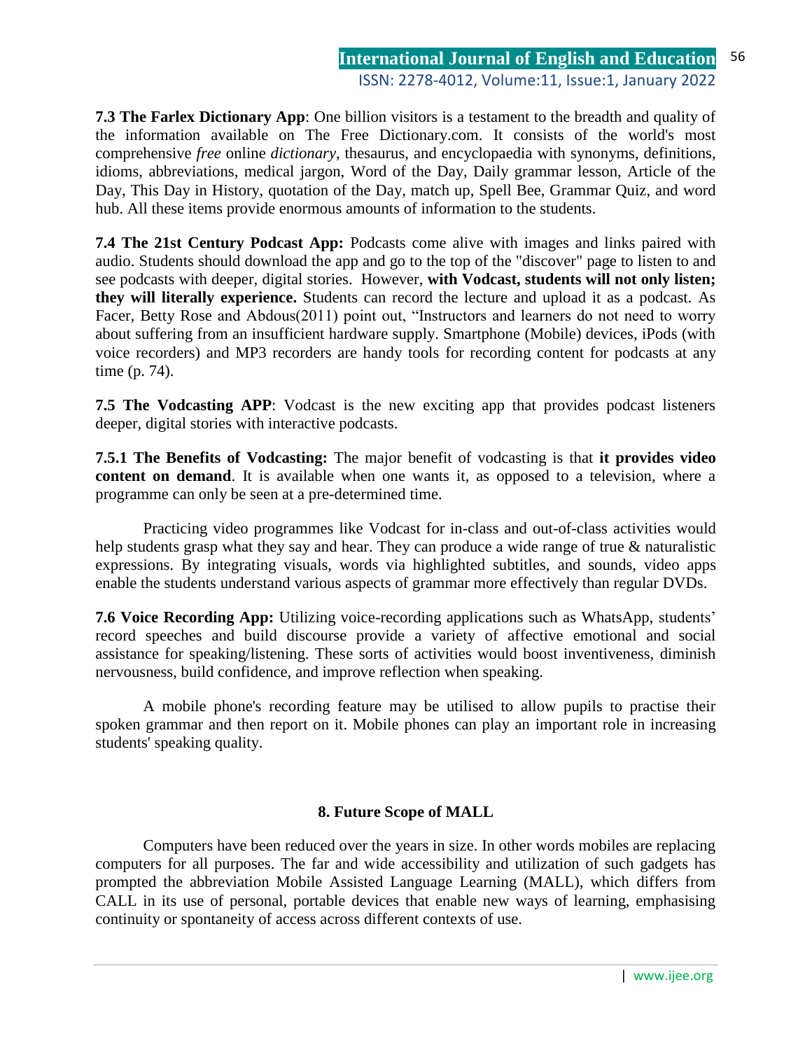**7.3 The Farlex Dictionary App**: One billion visitors is a testament to the breadth and quality of the information available on The Free Dictionary.com. It consists of the world's most comprehensive *free* online *dictionary*, thesaurus, and encyclopaedia with synonyms, definitions, idioms, abbreviations, medical jargon, Word of the Day, Daily grammar lesson, Article of the Day, This Day in History, quotation of the Day, match up, Spell Bee, Grammar Quiz, and word hub. All these items provide enormous amounts of information to the students.

**7.4 The 21st Century Podcast App:** Podcasts come alive with images and links paired with audio. Students should download the app and go to the top of the "discover" page to listen to and see podcasts with deeper, digital stories. However, **with Vodcast, students will not only listen; they will literally experience.** Students can record the lecture and upload it as a podcast. As Facer, Betty Rose and Abdous(2011) point out, "Instructors and learners do not need to worry about suffering from an insufficient hardware supply. Smartphone (Mobile) devices, iPods (with voice recorders) and MP3 recorders are handy tools for recording content for podcasts at any time (p. 74).

**7.5 The Vodcasting APP**: Vodcast is the new exciting app that provides podcast listeners deeper, digital stories with interactive podcasts.

**7.5.1 The Benefits of Vodcasting:** The major benefit of vodcasting is that **it provides video content on demand**. It is available when one wants it, as opposed to a television, where a programme can only be seen at a pre-determined time.

Practicing video programmes like Vodcast for in-class and out-of-class activities would help students grasp what they say and hear. They can produce a wide range of true & naturalistic expressions. By integrating visuals, words via highlighted subtitles, and sounds, video apps enable the students understand various aspects of grammar more effectively than regular DVDs.

**7.6 Voice Recording App:** Utilizing voice-recording applications such as WhatsApp, students' record speeches and build discourse provide a variety of affective emotional and social assistance for speaking/listening. These sorts of activities would boost inventiveness, diminish nervousness, build confidence, and improve reflection when speaking.

A mobile phone's recording feature may be utilised to allow pupils to practise their spoken grammar and then report on it. Mobile phones can play an important role in increasing students' speaking quality.

## 8. Future Scope of MALL

Computers have been reduced over the years in size. In other words mobiles are replacing computers for all purposes. The far and wide accessibility and utilization of such gadgets has prompted the abbreviation Mobile Assisted Language Learning (MALL), which differs from CALL in its use of personal, portable devices that enable new ways of learning, emphasising continuity or spontaneity of access across different contexts of use.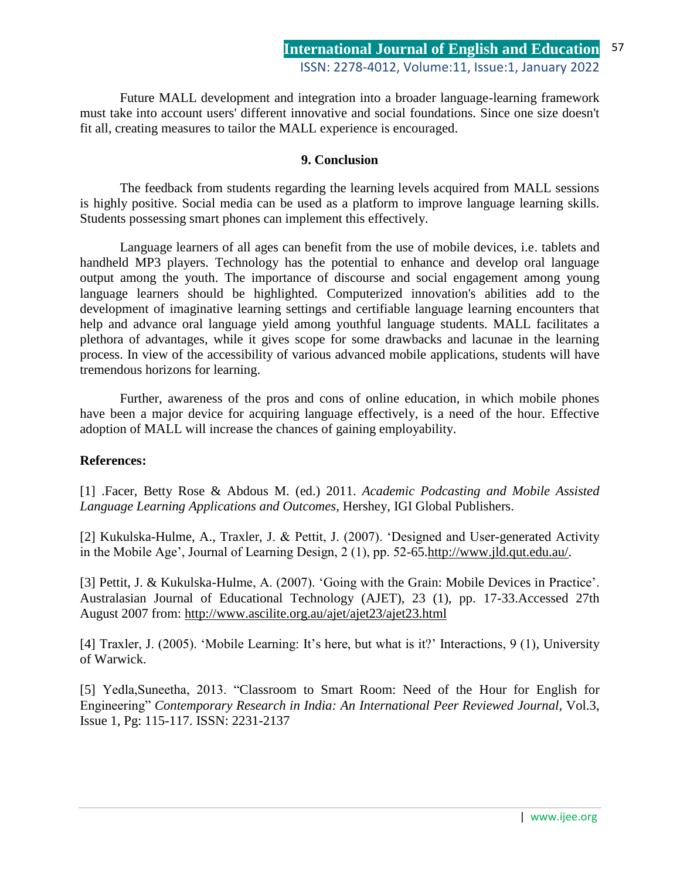Future MALL development and integration into a broader language-learning framework must take into account users' different innovative and social foundations. Since one size doesn't fit all, creating measures to tailor the MALL experience is encouraged.

## 9. Conclusion

The feedback from students regarding the learning levels acquired from MALL sessions is highly positive. Social media can be used as a platform to improve language learning skills. Students possessing smart phones can implement this effectively.

Language learners of all ages can benefit from the use of mobile devices, i.e. tablets and handheld MP3 players. Technology has the potential to enhance and develop oral language output among the youth. The importance of discourse and social engagement among young language learners should be highlighted. Computerized innovation's abilities add to the development of imaginative learning settings and certifiable language learning encounters that help and advance oral language yield among youthful language students. MALL facilitates a plethora of advantages, while it gives scope for some drawbacks and lacunae in the learning process. In view of the accessibility of various advanced mobile applications, students will have tremendous horizons for learning.

Further, awareness of the pros and cons of online education, in which mobile phones have been a major device for acquiring language effectively, is a need of the hour. Effective adoption of MALL will increase the chances of gaining employability.

**References:**

[1] .Facer, Betty Rose & Abdous M. (ed.) 2011. *Academic Podcasting and Mobile Assisted Language Learning Applications and Outcomes*, Hershey, IGI Global Publishers.

[2] Kukulska-Hulme, A., Traxler, J. & Pettit, J. (2007). 'Designed and User-generated Activity in the Mobile Age', Journal of Learning Design, 2 (1), pp. 52-65.http://www.jld.qut.edu.au/.

[3] Pettit, J. & Kukulska-Hulme, A. (2007). 'Going with the Grain: Mobile Devices in Practice'. Australasian Journal of Educational Technology (AJET), 23 (1), pp. 17-33.Accessed 27th August 2007 from: http://www.ascilite.org.au/ajet/ajet23/ajet23.html

[4] Traxler, J. (2005). 'Mobile Learning: It's here, but what is it?' Interactions, 9 (1), University of Warwick.

[5] Yedla,Suneetha, 2013. "Classroom to Smart Room: Need of the Hour for English for Engineering" *Contemporary Research in India: An International Peer Reviewed Journal,* Vol.3, Issue 1, Pg: 115-117. ISSN: 2231-2137